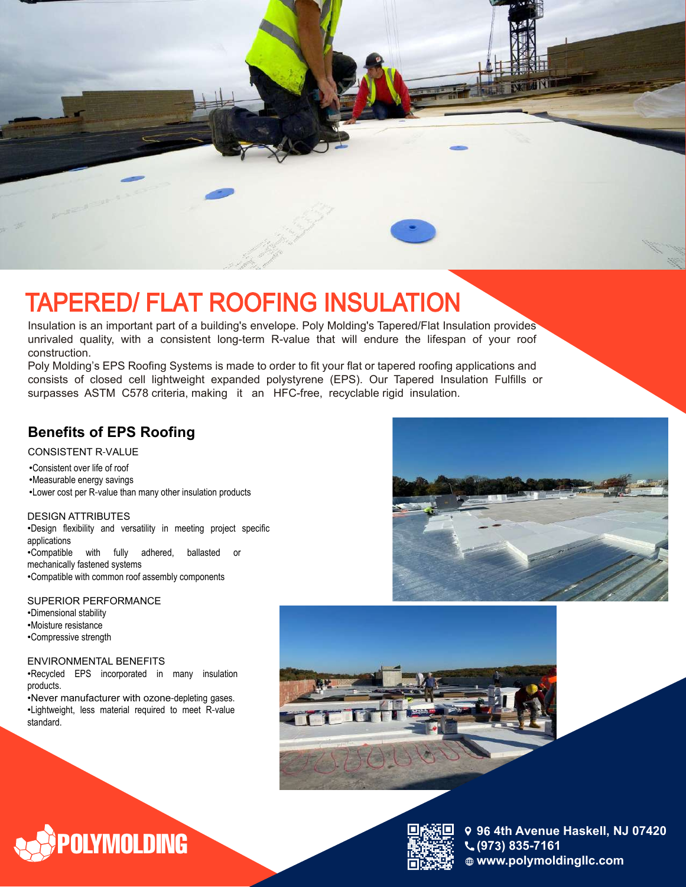# TAPERED/ FLAT ROOFING INSULATION

Insulation is an important part of a building's envelope. Poly Molding's Tapered/Flat Insulation provides unrivaled quality, with a consistent long-term R-value that will endure the lifespan of your roof construction.

Poly Molding's EPS Roofing Systems is made to order to fit your flat or tapered roofing applications and consists of closed cell lightweight expanded polystyrene (EPS). Our Tapered Insulation Fulfills or surpasses ASTM C578 criteria, making it an HFC-free, recyclable rigid insulation.

## Benefits of EPS Roofing

CONSISTENT R-VALUE

- Consistent over life of roof
- Measurable energy savings
- Lower cost per R-value than many other insulation products

DESIGN ATTRIBUTES

- Design flexibility and versatility in meeting project specific applications
- Compatible with fully adhered, ballasted or mechanically fastened systems
- Compatible with common roof assembly components

SUPERIOR PERFORMANCE

- Dimensional stability
- Moisture resistance
- Compressive strength

ENVIRONMENTAL BENEFITS

- Recycled EPS incorporated in many insulation products.
- Never manufacturer with ozone-depleting gases.
- Lightweight, less material required to meet R-value standard.

POLYMOLDING

96 4th Avenue Haskell, NJ 07420
(973) 835-7161
www.polymoldingllc.com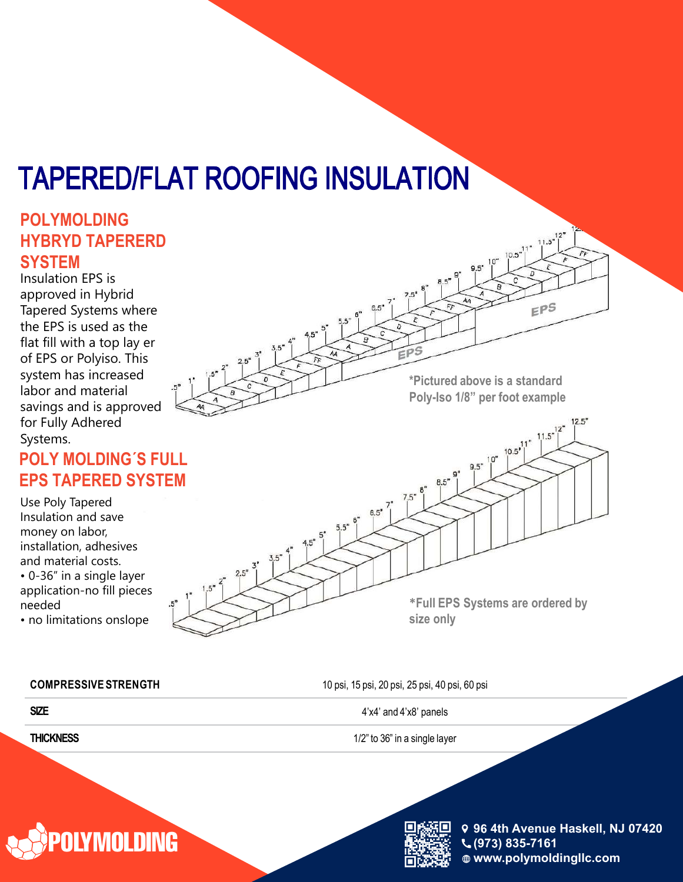# TAPERED/FLAT ROOFING INSULATION

## POLYMOLDING HYBRYD TAPERERD SYSTEM

Insulation EPS is approved in Hybrid Tapered Systems where the EPS is used as the flat fill with a top lay er of EPS or Polyiso. This system has increased labor and material savings and is approved for Fully Adhered Systems.

*Pictured above is a standard Poly-Iso 1/8" per foot example

## POLY MOLDING´S FULL EPS TAPERED SYSTEM

Use Poly Tapered Insulation and save money on labor, installation, adhesives and material costs.

- 0-36" in a single layer application-no fill pieces needed
- no limitations onslope

*Full EPS Systems are ordered by size only

| | |
|---|---|
| COMPRESSIVE STRENGTH | 10 psi, 15 psi, 20 psi, 25 psi, 40 psi, 60 psi |
| SIZE | 4'x4' and 4'x8' panels |
| THICKNESS | 1/2" to 36" in a single layer |

POLYMOLDING

96 4th Avenue Haskell, NJ 07420
(973) 835-7161
www.polymoldingllc.com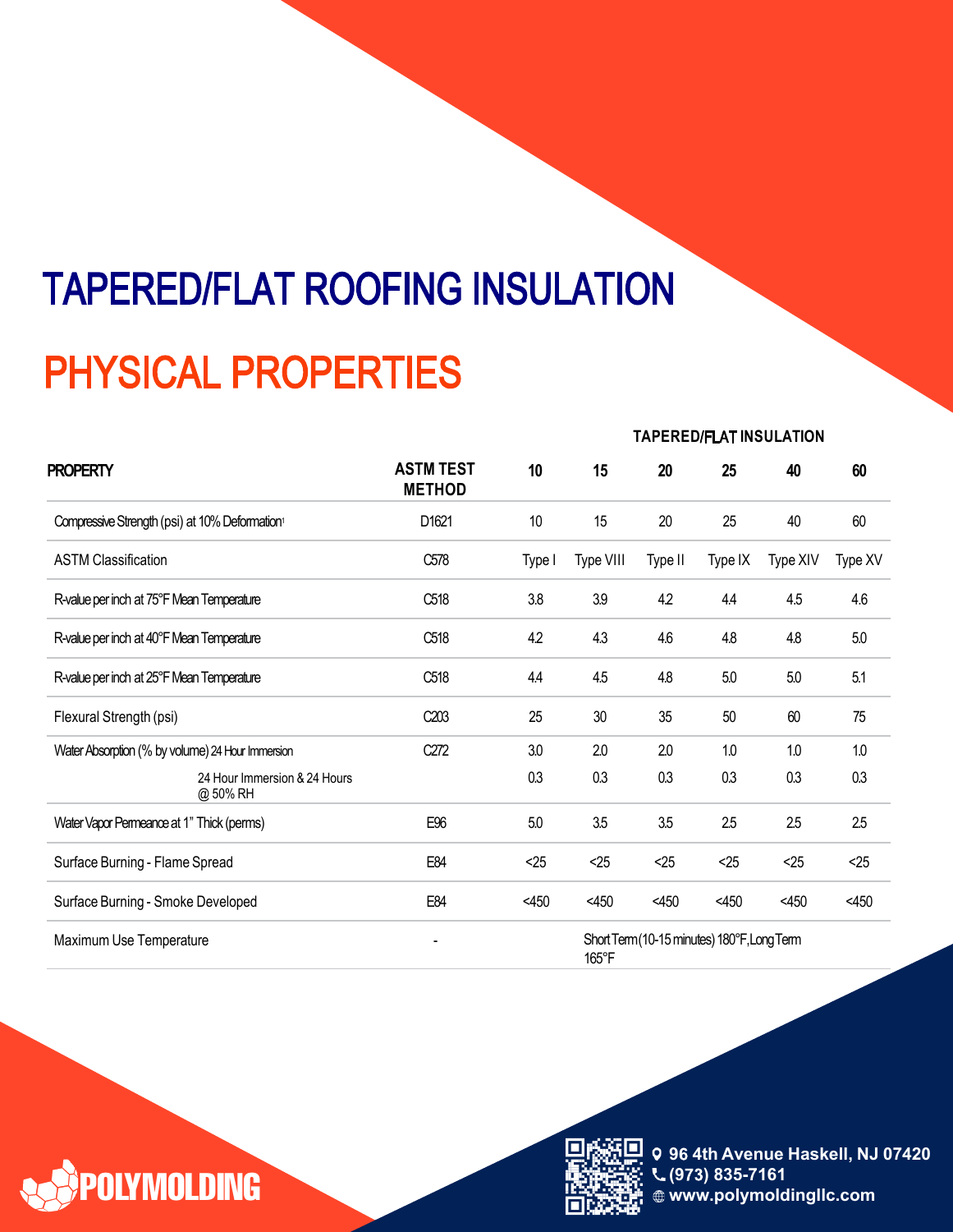# TAPERED/FLAT ROOFING INSULATION

## PHYSICAL PROPERTIES

| PROPERTY | ASTM TEST METHOD | TAPERED/FLAT INSULATION | | | | | |
|---|---|---|---|---|---|---|---|
| | | 10 | 15 | 20 | 25 | 40 | 60 |
| Compressive Strength (psi) at 10% Deformation[1] | D1621 | 10 | 15 | 20 | 25 | 40 | 60 |
| ASTM Classification | C578 | Type I | Type VIII | Type II | Type IX | Type XIV | Type XV |
| R-value per inch at 75°F Mean Temperature | C518 | 3.8 | 3.9 | 4.2 | 4.4 | 4.5 | 4.6 |
| R-value per inch at 40°F Mean Temperature | C518 | 4.2 | 4.3 | 4.6 | 4.8 | 4.8 | 5.0 |
| R-value per inch at 25°F Mean Temperature | C518 | 4.4 | 4.5 | 4.8 | 5.0 | 5.0 | 5.1 |
| Flexural Strength (psi) | C203 | 25 | 30 | 35 | 50 | 60 | 75 |
| Water Absorption (% by volume) 24 Hour Immersion | C272 | 3.0 | 2.0 | 2.0 | 1.0 | 1.0 | 1.0 |
| 24 Hour Immersion & 24 Hours @ 50% RH | | 0.3 | 0.3 | 0.3 | 0.3 | 0.3 | 0.3 |
| Water Vapor Permeance at 1" Thick (perms) | E96 | 5.0 | 3.5 | 3.5 | 2.5 | 2.5 | 2.5 |
| Surface Burning - Flame Spread | E84 | <25 | <25 | <25 | <25 | <25 | <25 |
| Surface Burning - Smoke Developed | E84 | <450 | <450 | <450 | <450 | <450 | <450 |
| Maximum Use Temperature | - | Short Term (10-15 minutes) 180°F, Long Term 165°F | | | | | |

POLYMOLDING

96 4th Avenue Haskell, NJ 07420
(973) 835-7161
www.polymoldingllc.com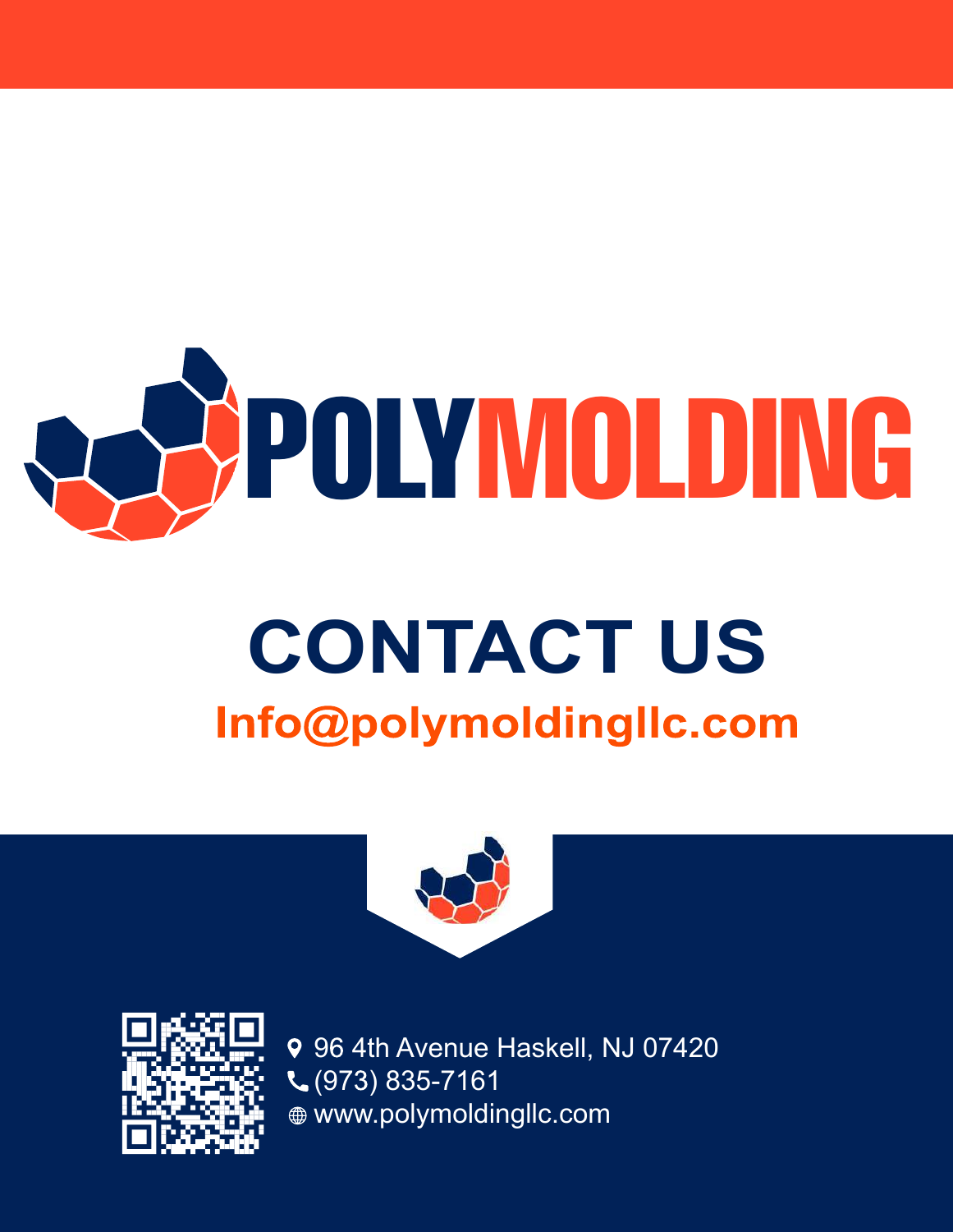# POLYMOLDING

## CONTACT US

**Info@polymoldingllc.com**

96 4th Avenue Haskell, NJ 07420

(973) 835-7161

www.polymoldingllc.com